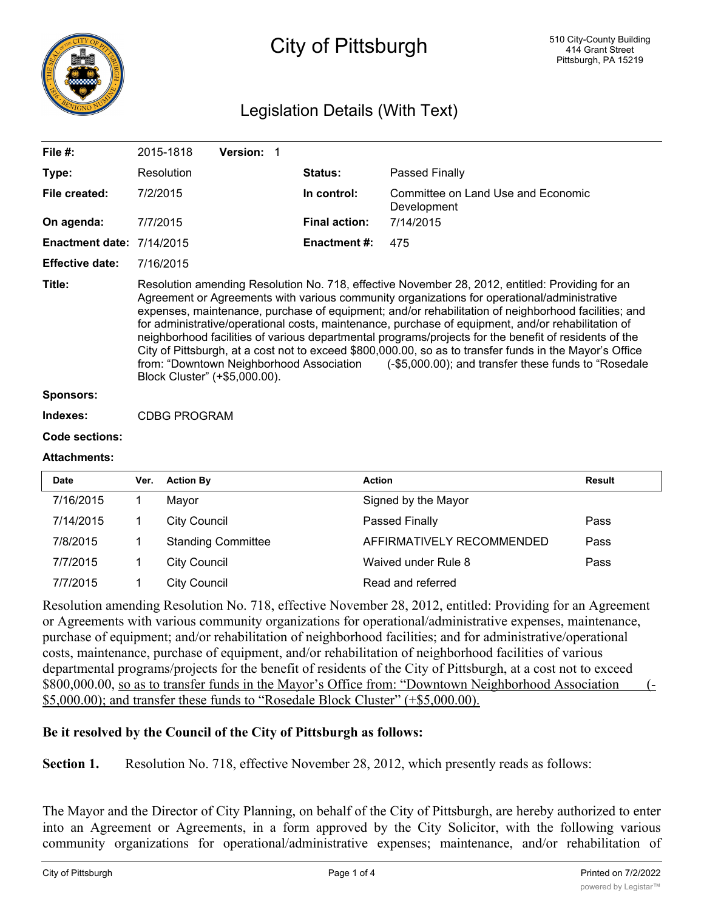# City of Pittsburgh

510 City-County Building
414 Grant Street
Pittsburgh, PA 15219

## Legislation Details (With Text)

| | | | |
|---|---|---|---|
| **File #:** | 2015-1818 **Version:** 1 | | |
| **Type:** | Resolution | **Status:** | Passed Finally |
| **File created:** | 7/2/2015 | **In control:** | Committee on Land Use and Economic Development |
| **On agenda:** | 7/7/2015 | **Final action:** | 7/14/2015 |
| **Enactment date:** | 7/14/2015 | **Enactment #:** | 475 |
| **Effective date:** | 7/16/2015 | | |

**Title:** Resolution amending Resolution No. 718, effective November 28, 2012, entitled: Providing for an Agreement or Agreements with various community organizations for operational/administrative expenses, maintenance, purchase of equipment; and/or rehabilitation of neighborhood facilities; and for administrative/operational costs, maintenance, purchase of equipment, and/or rehabilitation of neighborhood facilities of various departmental programs/projects for the benefit of residents of the City of Pittsburgh, at a cost not to exceed $800,000.00, so as to transfer funds in the Mayor's Office from: "Downtown Neighborhood Association (-$5,000.00); and transfer these funds to "Rosedale Block Cluster" (+$5,000.00).

**Sponsors:**

**Indexes:** CDBG PROGRAM

**Code sections:**

**Attachments:**

| Date | Ver. | Action By | Action | Result |
|---|---|---|---|---|
| 7/16/2015 | 1 | Mayor | Signed by the Mayor | |
| 7/14/2015 | 1 | City Council | Passed Finally | Pass |
| 7/8/2015 | 1 | Standing Committee | AFFIRMATIVELY RECOMMENDED | Pass |
| 7/7/2015 | 1 | City Council | Waived under Rule 8 | Pass |
| 7/7/2015 | 1 | City Council | Read and referred | |

Resolution amending Resolution No. 718, effective November 28, 2012, entitled: Providing for an Agreement or Agreements with various community organizations for operational/administrative expenses, maintenance, purchase of equipment; and/or rehabilitation of neighborhood facilities; and for administrative/operational costs, maintenance, purchase of equipment, and/or rehabilitation of neighborhood facilities of various departmental programs/projects for the benefit of residents of the City of Pittsburgh, at a cost not to exceed $800,000.00, <u>so as to transfer funds in the Mayor's Office from: "Downtown Neighborhood Association (-$5,000.00); and transfer these funds to "Rosedale Block Cluster" (+$5,000.00).</u>

**Be it resolved by the Council of the City of Pittsburgh as follows:**

**Section 1.** Resolution No. 718, effective November 28, 2012, which presently reads as follows:

The Mayor and the Director of City Planning, on behalf of the City of Pittsburgh, are hereby authorized to enter into an Agreement or Agreements, in a form approved by the City Solicitor, with the following various community organizations for operational/administrative expenses; maintenance, and/or rehabilitation of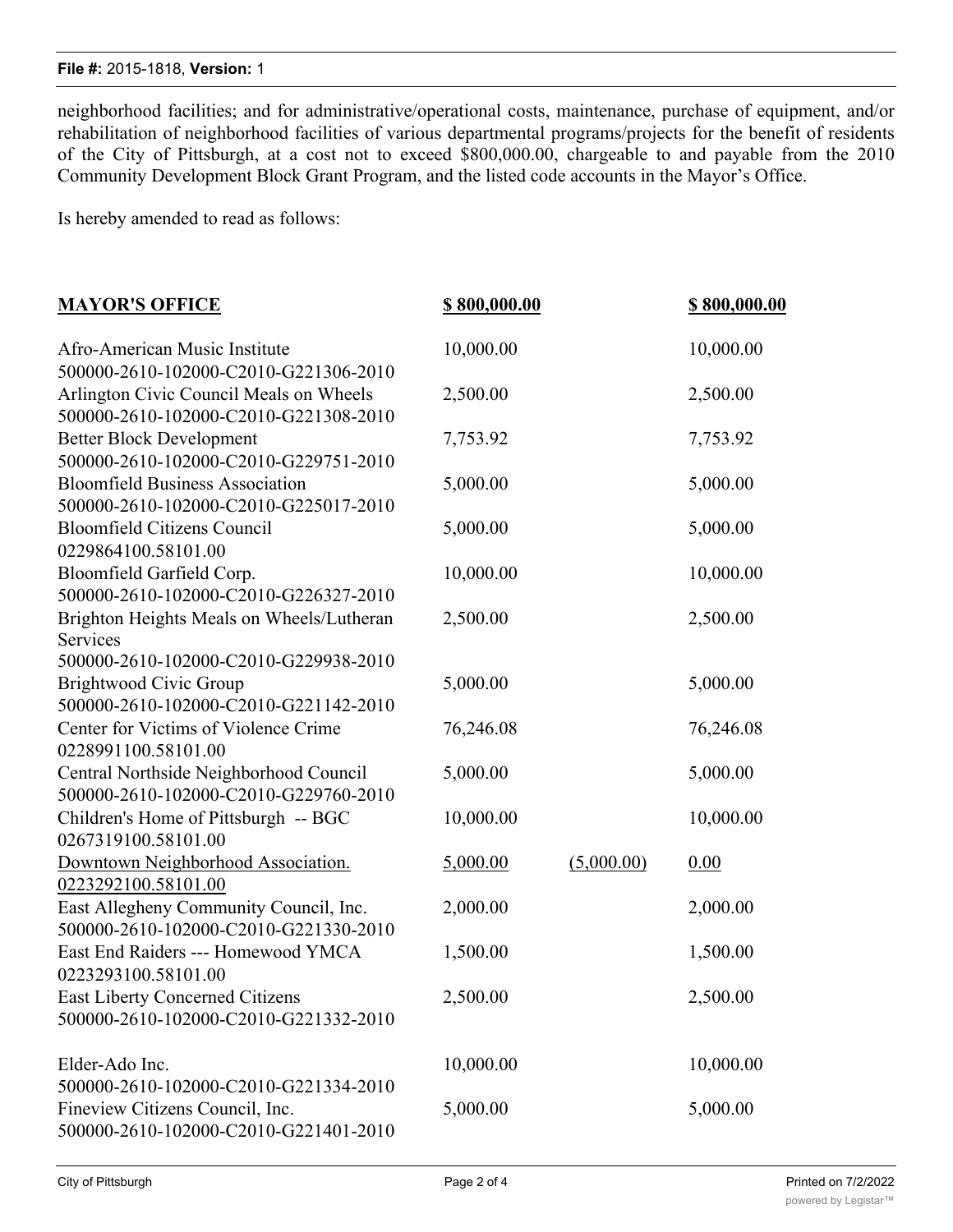neighborhood facilities; and for administrative/operational costs, maintenance, purchase of equipment, and/or rehabilitation of neighborhood facilities of various departmental programs/projects for the benefit of residents of the City of Pittsburgh, at a cost not to exceed $800,000.00, chargeable to and payable from the 2010 Community Development Block Grant Program, and the listed code accounts in the Mayor's Office.

Is hereby amended to read as follows:

| **MAYOR'S OFFICE** | **$ 800,000.00** | | **$ 800,000.00** |
|---|---|---|---|
| Afro-American Music Institute<br>500000-2610-102000-C2010-G221306-2010 | 10,000.00 | | 10,000.00 |
| Arlington Civic Council Meals on Wheels<br>500000-2610-102000-C2010-G221308-2010 | 2,500.00 | | 2,500.00 |
| Better Block Development<br>500000-2610-102000-C2010-G229751-2010 | 7,753.92 | | 7,753.92 |
| Bloomfield Business Association<br>500000-2610-102000-C2010-G225017-2010 | 5,000.00 | | 5,000.00 |
| Bloomfield Citizens Council<br>0229864100.58101.00 | 5,000.00 | | 5,000.00 |
| Bloomfield Garfield Corp.<br>500000-2610-102000-C2010-G226327-2010 | 10,000.00 | | 10,000.00 |
| Brighton Heights Meals on Wheels/Lutheran Services<br>500000-2610-102000-C2010-G229938-2010 | 2,500.00 | | 2,500.00 |
| Brightwood Civic Group<br>500000-2610-102000-C2010-G221142-2010 | 5,000.00 | | 5,000.00 |
| Center for Victims of Violence Crime<br>0228991100.58101.00 | 76,246.08 | | 76,246.08 |
| Central Northside Neighborhood Council<br>500000-2610-102000-C2010-G229760-2010 | 5,000.00 | | 5,000.00 |
| Children's Home of Pittsburgh -- BGC<br>0267319100.58101.00 | 10,000.00 | | 10,000.00 |
| <u>Downtown Neighborhood Association.</u><br><u>0223292100.58101.00</u> | <u>5,000.00</u> | <u>(5,000.00)</u> | <u>0.00</u> |
| East Allegheny Community Council, Inc.<br>500000-2610-102000-C2010-G221330-2010 | 2,000.00 | | 2,000.00 |
| East End Raiders --- Homewood YMCA<br>0223293100.58101.00 | 1,500.00 | | 1,500.00 |
| East Liberty Concerned Citizens<br>500000-2610-102000-C2010-G221332-2010 | 2,500.00 | | 2,500.00 |
| Elder-Ado Inc.<br>500000-2610-102000-C2010-G221334-2010 | 10,000.00 | | 10,000.00 |
| Fineview Citizens Council, Inc.<br>500000-2610-102000-C2010-G221401-2010 | 5,000.00 | | 5,000.00 |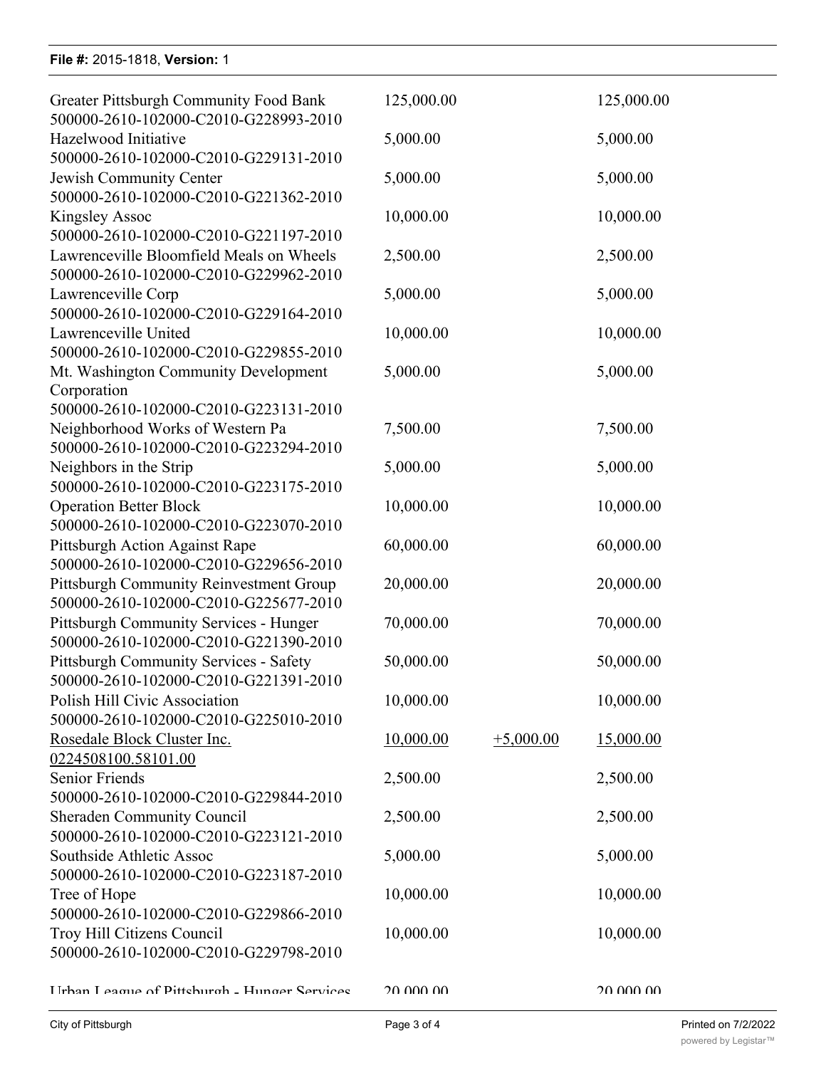| | | | |
|---|---|---|---|
| Greater Pittsburgh Community Food Bank 500000-2610-102000-C2010-G228993-2010 | 125,000.00 | | 125,000.00 |
| Hazelwood Initiative 500000-2610-102000-C2010-G229131-2010 | 5,000.00 | | 5,000.00 |
| Jewish Community Center 500000-2610-102000-C2010-G221362-2010 | 5,000.00 | | 5,000.00 |
| Kingsley Assoc 500000-2610-102000-C2010-G221197-2010 | 10,000.00 | | 10,000.00 |
| Lawrenceville Bloomfield Meals on Wheels 500000-2610-102000-C2010-G229962-2010 | 2,500.00 | | 2,500.00 |
| Lawrenceville Corp 500000-2610-102000-C2010-G229164-2010 | 5,000.00 | | 5,000.00 |
| Lawrenceville United 500000-2610-102000-C2010-G229855-2010 | 10,000.00 | | 10,000.00 |
| Mt. Washington Community Development Corporation 500000-2610-102000-C2010-G223131-2010 | 5,000.00 | | 5,000.00 |
| Neighborhood Works of Western Pa 500000-2610-102000-C2010-G223294-2010 | 7,500.00 | | 7,500.00 |
| Neighbors in the Strip 500000-2610-102000-C2010-G223175-2010 | 5,000.00 | | 5,000.00 |
| Operation Better Block 500000-2610-102000-C2010-G223070-2010 | 10,000.00 | | 10,000.00 |
| Pittsburgh Action Against Rape 500000-2610-102000-C2010-G229656-2010 | 60,000.00 | | 60,000.00 |
| Pittsburgh Community Reinvestment Group 500000-2610-102000-C2010-G225677-2010 | 20,000.00 | | 20,000.00 |
| Pittsburgh Community Services - Hunger 500000-2610-102000-C2010-G221390-2010 | 70,000.00 | | 70,000.00 |
| Pittsburgh Community Services - Safety 500000-2610-102000-C2010-G221391-2010 | 50,000.00 | | 50,000.00 |
| Polish Hill Civic Association 500000-2610-102000-C2010-G225010-2010 | 10,000.00 | | 10,000.00 |
| Rosedale Block Cluster Inc. 0224508100.58101.00 | 10,000.00 | +5,000.00 | 15,000.00 |
| Senior Friends 500000-2610-102000-C2010-G229844-2010 | 2,500.00 | | 2,500.00 |
| Sheraden Community Council 500000-2610-102000-C2010-G223121-2010 | 2,500.00 | | 2,500.00 |
| Southside Athletic Assoc 500000-2610-102000-C2010-G223187-2010 | 5,000.00 | | 5,000.00 |
| Tree of Hope 500000-2610-102000-C2010-G229866-2010 | 10,000.00 | | 10,000.00 |
| Troy Hill Citizens Council 500000-2610-102000-C2010-G229798-2010 | 10,000.00 | | 10,000.00 |
| Urban League of Pittsburgh - Hunger Services | 20,000.00 | | 20,000.00 |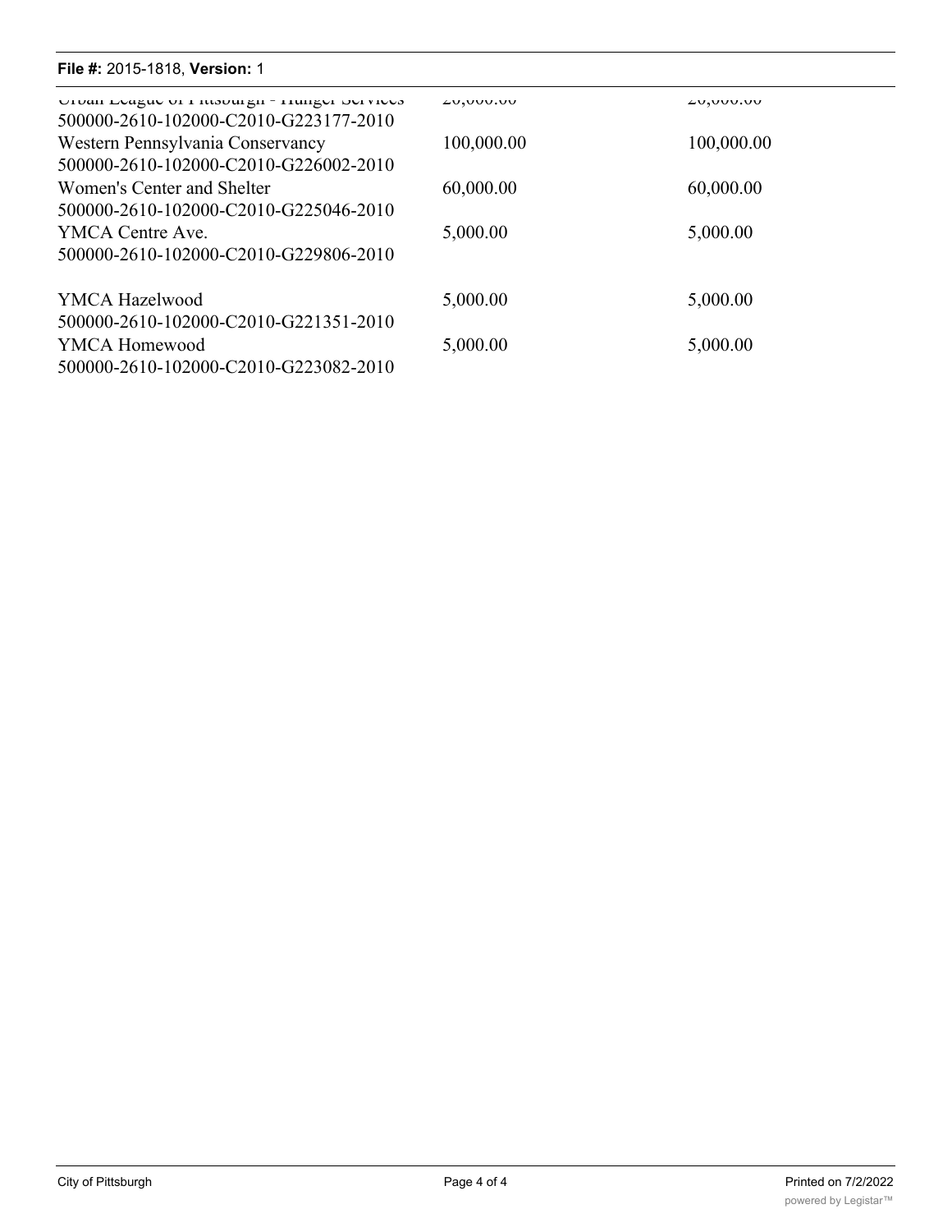| | | |
|---|---|---|
| Urban League of Pittsburgh - Hunger Services<br>500000-2610-102000-C2010-G223177-2010 | 20,000.00 | 20,000.00 |
| Western Pennsylvania Conservancy<br>500000-2610-102000-C2010-G226002-2010 | 100,000.00 | 100,000.00 |
| Women's Center and Shelter<br>500000-2610-102000-C2010-G225046-2010 | 60,000.00 | 60,000.00 |
| YMCA Centre Ave.<br>500000-2610-102000-C2010-G229806-2010 | 5,000.00 | 5,000.00 |
| YMCA Hazelwood<br>500000-2610-102000-C2010-G221351-2010 | 5,000.00 | 5,000.00 |
| YMCA Homewood<br>500000-2610-102000-C2010-G223082-2010 | 5,000.00 | 5,000.00 |